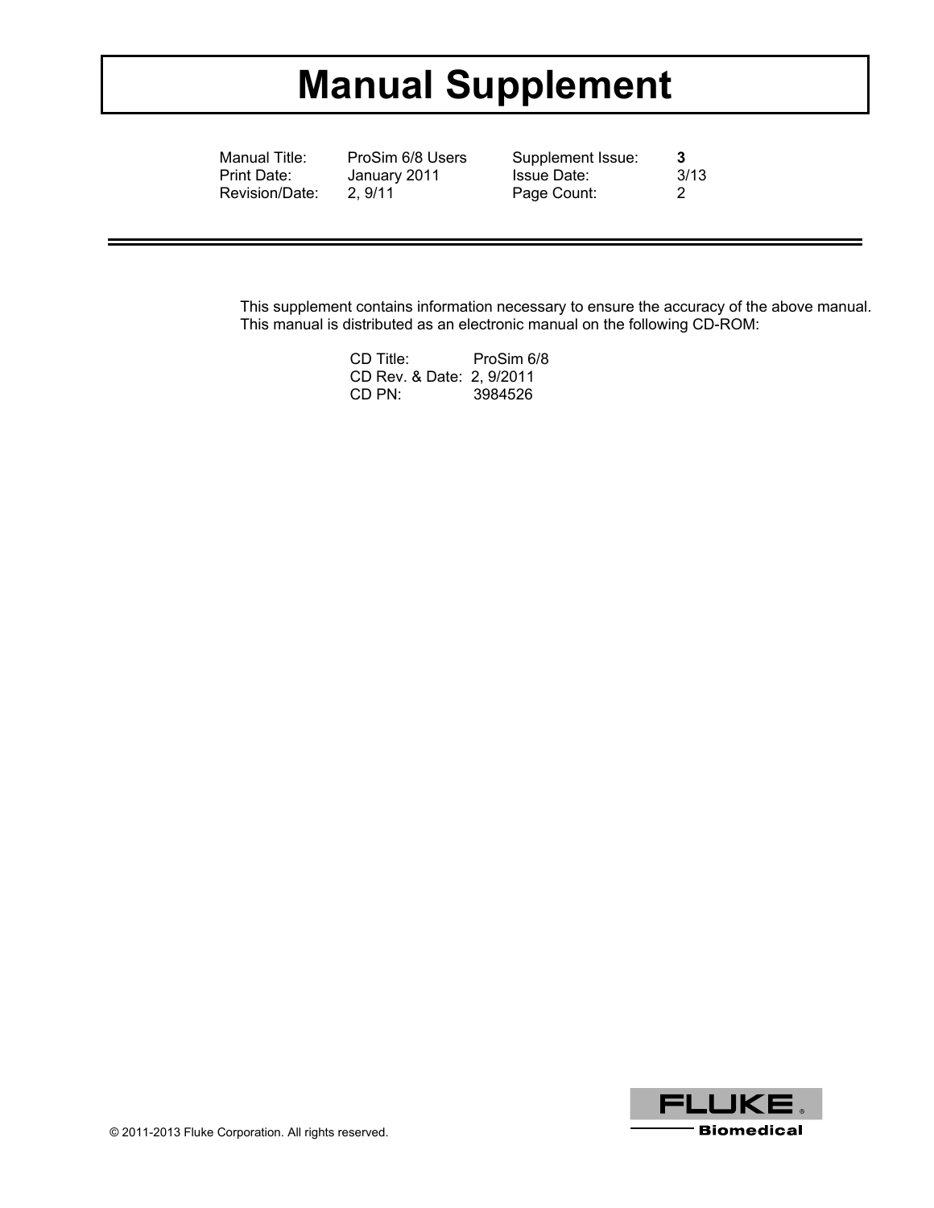# Manual Supplement

| Manual Title: | ProSim 6/8 Users | Supplement Issue: | **3** |
|---|---|---|---|
| Print Date: | January 2011 | Issue Date: | 3/13 |
| Revision/Date: | 2, 9/11 | Page Count: | 2 |

This supplement contains information necessary to ensure the accuracy of the above manual. This manual is distributed as an electronic manual on the following CD-ROM:

CD Title: ProSim 6/8
CD Rev. & Date: 2, 9/2011
CD PN: 3984526

© 2011-2013 Fluke Corporation. All rights reserved.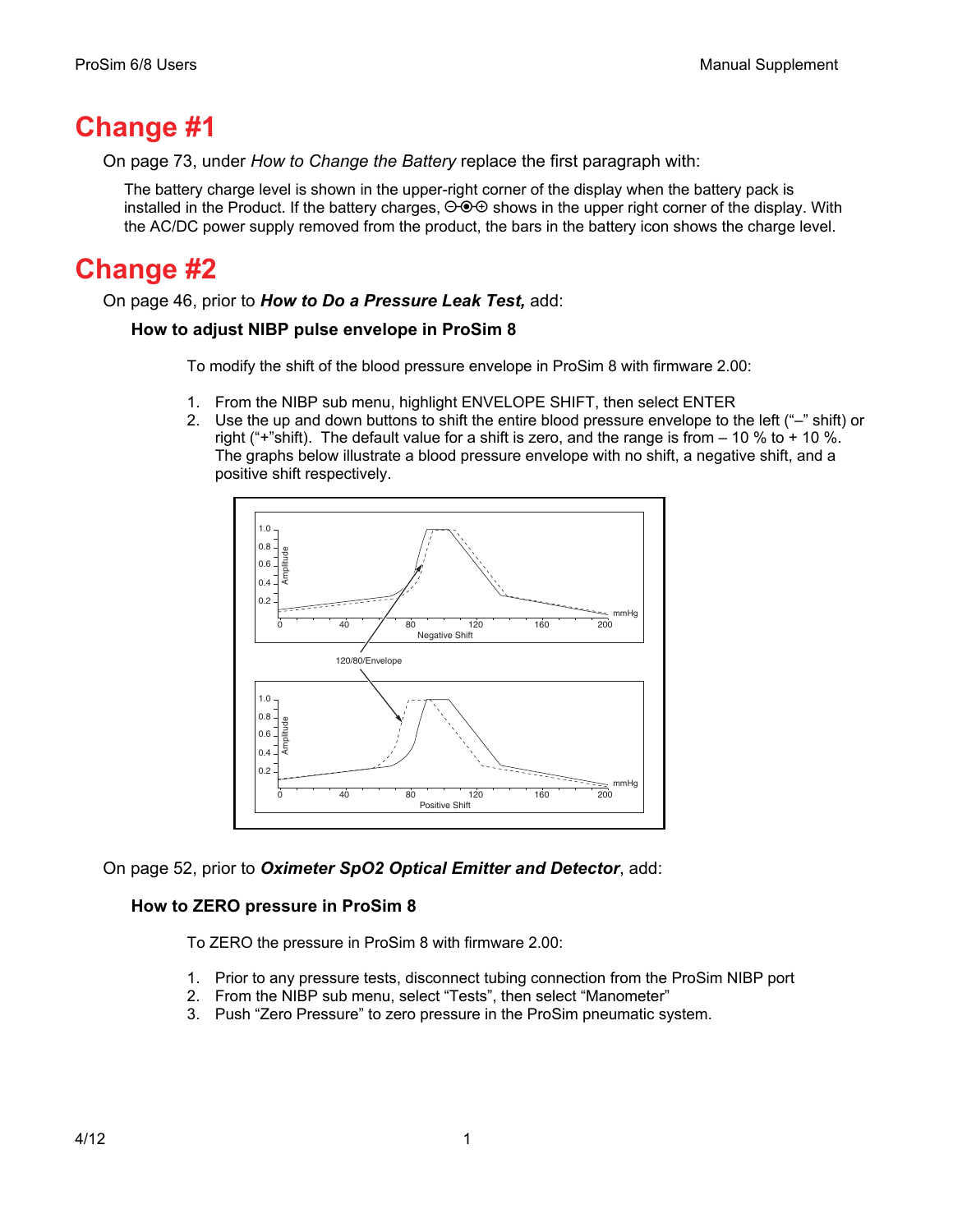# Change #1

On page 73, under *How to Change the Battery* replace the first paragraph with:

The battery charge level is shown in the upper-right corner of the display when the battery pack is installed in the Product. If the battery charges, ⊖⦿⊕ shows in the upper right corner of the display. With the AC/DC power supply removed from the product, the bars in the battery icon shows the charge level.

# Change #2

On page 46, prior to ***How to Do a Pressure Leak Test,*** add:

### How to adjust NIBP pulse envelope in ProSim 8

To modify the shift of the blood pressure envelope in ProSim 8 with firmware 2.00:

1. From the NIBP sub menu, highlight ENVELOPE SHIFT, then select ENTER
2. Use the up and down buttons to shift the entire blood pressure envelope to the left ("–" shift) or right ("+"shift). The default value for a shift is zero, and the range is from – 10 % to + 10 %. The graphs below illustrate a blood pressure envelope with no shift, a negative shift, and a positive shift respectively.

On page 52, prior to ***Oximeter SpO2 Optical Emitter and Detector***, add:

### How to ZERO pressure in ProSim 8

To ZERO the pressure in ProSim 8 with firmware 2.00:

1. Prior to any pressure tests, disconnect tubing connection from the ProSim NIBP port
2. From the NIBP sub menu, select "Tests", then select "Manometer"
3. Push "Zero Pressure" to zero pressure in the ProSim pneumatic system.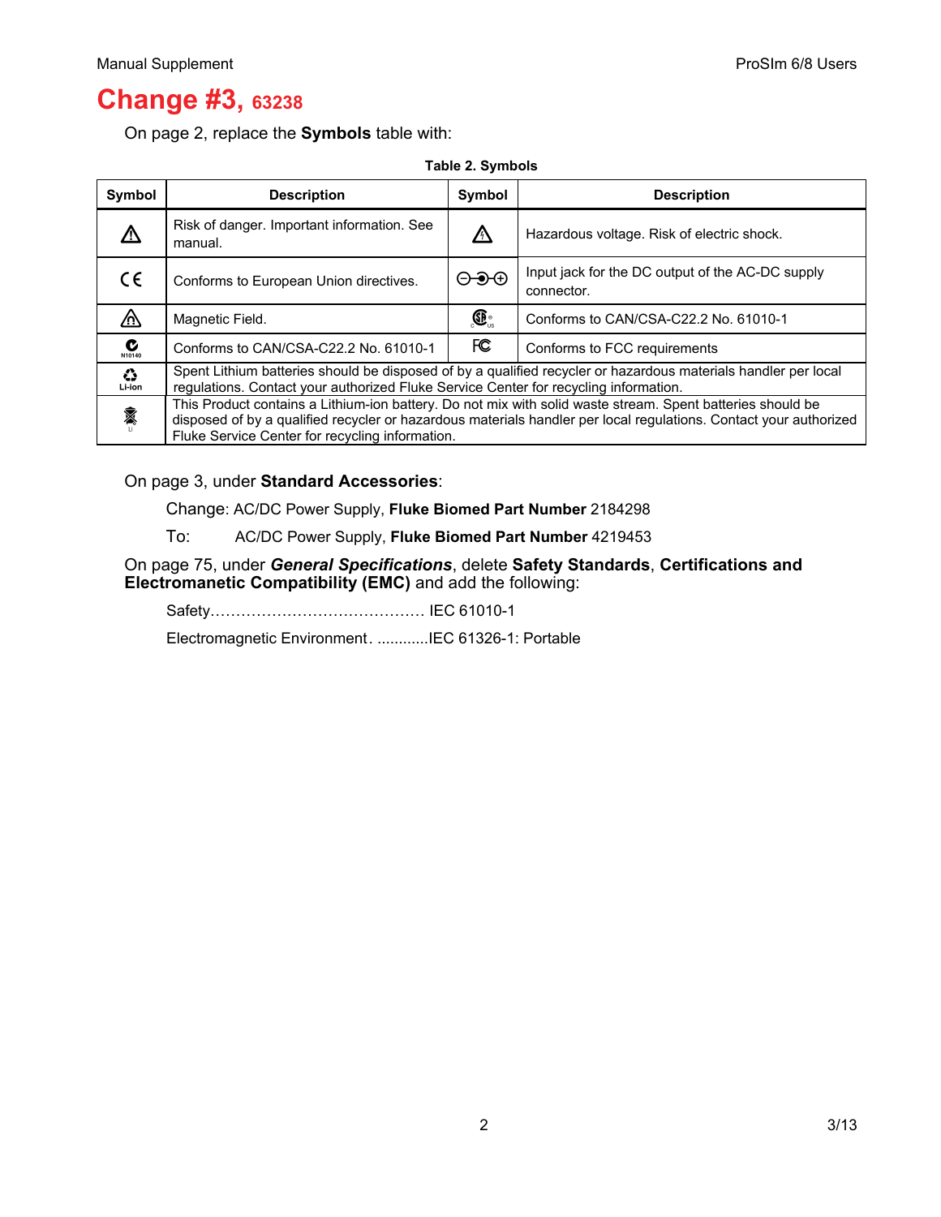# Change #3, 63238

On page 2, replace the **Symbols** table with:

**Table 2. Symbols**

| Symbol | Description | Symbol | Description |
|---|---|---|---|
| ⚠ | Risk of danger. Important information. See manual. | ⚠ | Hazardous voltage. Risk of electric shock. |
| CE | Conforms to European Union directives. | ⊖-◉-⊕ | Input jack for the DC output of the AC-DC supply connector. |
| ⚠ | Magnetic Field. | CSA C US | Conforms to CAN/CSA-C22.2 No. 61010-1 |
| C N10140 | Conforms to CAN/CSA-C22.2 No. 61010-1 | FC | Conforms to FCC requirements |
| ♻ Li-ion | Spent Lithium batteries should be disposed of by a qualified recycler or hazardous materials handler per local regulations. Contact your authorized Fluke Service Center for recycling information. | | |
| Li | This Product contains a Lithium-ion battery. Do not mix with solid waste stream. Spent batteries should be disposed of by a qualified recycler or hazardous materials handler per local regulations. Contact your authorized Fluke Service Center for recycling information. | | |

On page 3, under **Standard Accessories**:

Change: AC/DC Power Supply, **Fluke Biomed Part Number** 2184298

To: AC/DC Power Supply, **Fluke Biomed Part Number** 4219453

On page 75, under ***General Specifications***, delete **Safety Standards**, **Certifications and Electromanetic Compatibility (EMC)** and add the following:

Safety........................................ IEC 61010-1

Electromagnetic Environment. ............IEC 61326-1: Portable